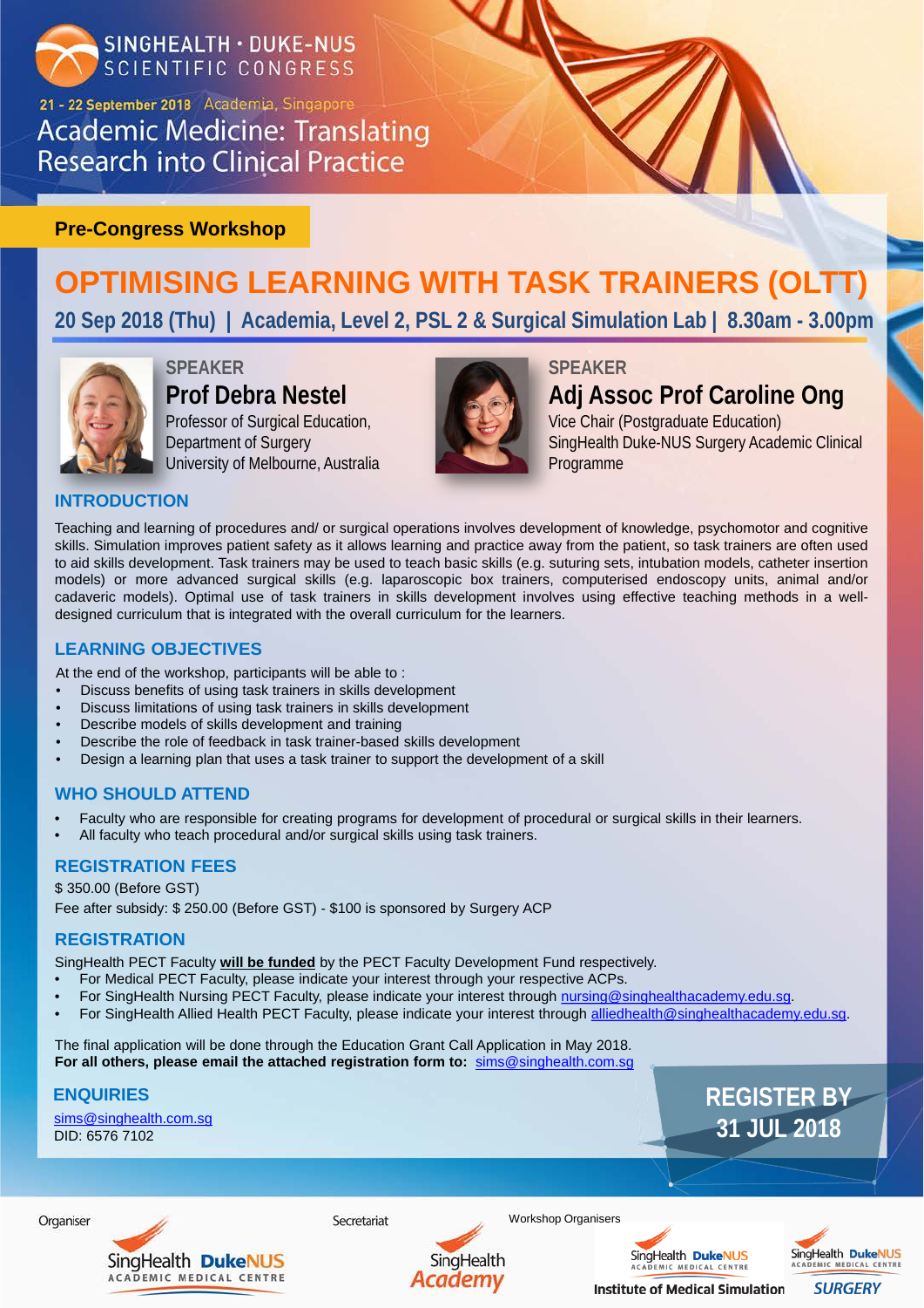SINGHEALTH · DUKE-NUS SCIENTIFIC CONGRESS

21 - 22 September 2018 Academia, Singapore

Academic Medicine: Translating Research into Clinical Practice

**Pre-Congress Workshop**

# OPTIMISING LEARNING WITH TASK TRAINERS (OLTT)

## 20 Sep 2018 (Thu) | Academia, Level 2, PSL 2 & Surgical Simulation Lab | 8.30am - 3.00pm

SPEAKER

**Prof Debra Nestel**

Professor of Surgical Education, Department of Surgery
University of Melbourne, Australia

SPEAKER

**Adj Assoc Prof Caroline Ong**

Vice Chair (Postgraduate Education)
SingHealth Duke-NUS Surgery Academic Clinical Programme

### INTRODUCTION

Teaching and learning of procedures and/ or surgical operations involves development of knowledge, psychomotor and cognitive skills. Simulation improves patient safety as it allows learning and practice away from the patient, so task trainers are often used to aid skills development. Task trainers may be used to teach basic skills (e.g. suturing sets, intubation models, catheter insertion models) or more advanced surgical skills (e.g. laparoscopic box trainers, computerised endoscopy units, animal and/or cadaveric models). Optimal use of task trainers in skills development involves using effective teaching methods in a well-designed curriculum that is integrated with the overall curriculum for the learners.

### LEARNING OBJECTIVES

At the end of the workshop, participants will be able to :

- Discuss benefits of using task trainers in skills development
- Discuss limitations of using task trainers in skills development
- Describe models of skills development and training
- Describe the role of feedback in task trainer-based skills development
- Design a learning plan that uses a task trainer to support the development of a skill

### WHO SHOULD ATTEND

- Faculty who are responsible for creating programs for development of procedural or surgical skills in their learners.
- All faculty who teach procedural and/or surgical skills using task trainers.

### REGISTRATION FEES

$ 350.00 (Before GST)

Fee after subsidy: $ 250.00 (Before GST) - $100 is sponsored by Surgery ACP

### REGISTRATION

SingHealth PECT Faculty **will be funded** by the PECT Faculty Development Fund respectively.

- For Medical PECT Faculty, please indicate your interest through your respective ACPs.
- For SingHealth Nursing PECT Faculty, please indicate your interest through nursing@singhealthacademy.edu.sg.
- For SingHealth Allied Health PECT Faculty, please indicate your interest through alliedhealth@singhealthacademy.edu.sg.

The final application will be done through the Education Grant Call Application in May 2018.
**For all others, please email the attached registration form to:** sims@singhealth.com.sg

### ENQUIRIES

sims@singhealth.com.sg
DID: 6576 7102

**REGISTER BY 31 JUL 2018**

Organiser: SingHealth DukeNUS Academic Medical Centre

Secretariat: SingHealth Academy

Workshop Organisers: SingHealth DukeNUS Academic Medical Centre Institute of Medical Simulation; SingHealth DukeNUS Academic Medical Centre SURGERY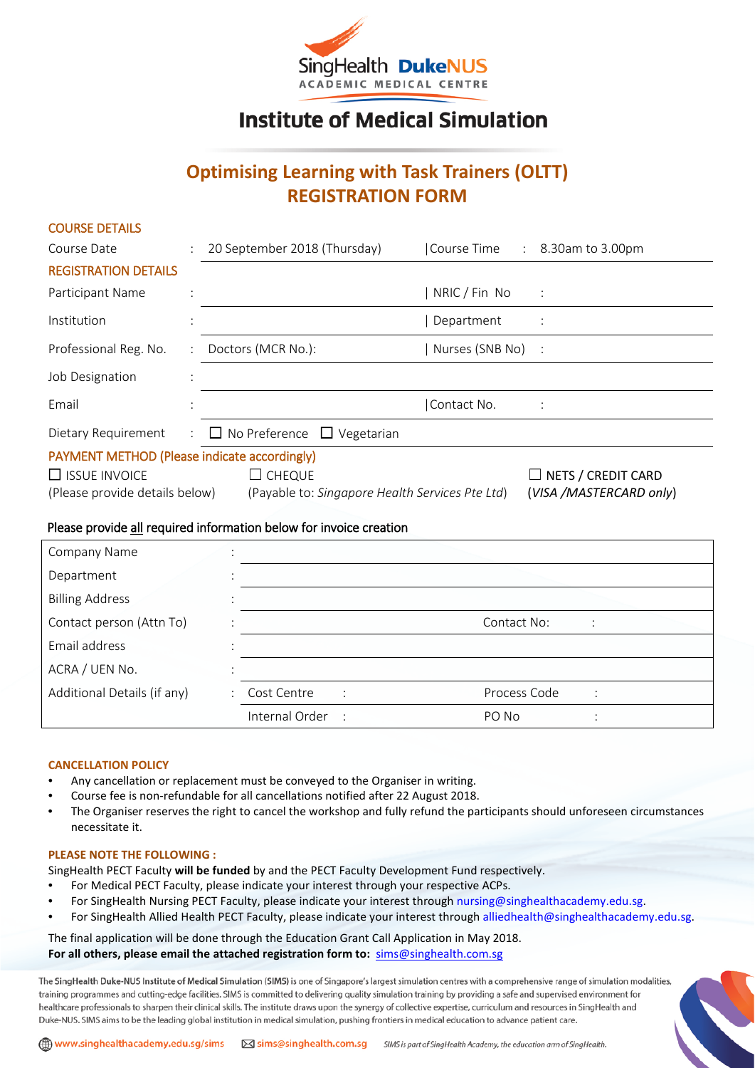SingHealth DukeNUS ACADEMIC MEDICAL CENTRE

# Institute of Medical Simulation

## Optimising Learning with Task Trainers (OLTT) REGISTRATION FORM

### COURSE DETAILS

| | | | |
|---|---|---|---|
| Course Date | : 20 September 2018 (Thursday) | Course Time | : 8.30am to 3.00pm |

### REGISTRATION DETAILS

| | | | |
|---|---|---|---|
| Participant Name | : | NRIC / Fin No | : |
| Institution | : | Department | : |
| Professional Reg. No. | : Doctors (MCR No.): | Nurses (SNB No) | : |
| Job Designation | : | | |
| Email | : | Contact No. | : |
| Dietary Requirement | : ☐ No Preference ☐ Vegetarian | | |

### PAYMENT METHOD (Please indicate accordingly)

☐ ISSUE INVOICE (Please provide details below)

☐ CHEQUE (Payable to: *Singapore Health Services Pte Ltd*)

☐ NETS / CREDIT CARD (*VISA /MASTERCARD only*)

Please provide all required information below for invoice creation

| | | | |
|---|---|---|---|
| Company Name | : | | |
| Department | : | | |
| Billing Address | : | | |
| Contact person (Attn To) | : | Contact No: | : |
| Email address | : | | |
| ACRA / UEN No. | : | | |
| Additional Details (if any) | : Cost Centre : | Process Code | : |
| | Internal Order : | PO No | : |

**CANCELLATION POLICY**

- Any cancellation or replacement must be conveyed to the Organiser in writing.
- Course fee is non-refundable for all cancellations notified after 22 August 2018.
- The Organiser reserves the right to cancel the workshop and fully refund the participants should unforeseen circumstances necessitate it.

**PLEASE NOTE THE FOLLOWING :**

SingHealth PECT Faculty **will be funded** by and the PECT Faculty Development Fund respectively.

- For Medical PECT Faculty, please indicate your interest through your respective ACPs.
- For SingHealth Nursing PECT Faculty, please indicate your interest through nursing@singhealthacademy.edu.sg.
- For SingHealth Allied Health PECT Faculty, please indicate your interest through alliedhealth@singhealthacademy.edu.sg.

The final application will be done through the Education Grant Call Application in May 2018.
**For all others, please email the attached registration form to:** sims@singhealth.com.sg

The SingHealth Duke-NUS Institute of Medical Simulation (SIMS) is one of Singapore's largest simulation centres with a comprehensive range of simulation modalities, training programmes and cutting-edge facilities. SIMS is committed to delivering quality simulation training by providing a safe and supervised environment for healthcare professionals to sharpen their clinical skills. The institute draws upon the synergy of collective expertise, curriculum and resources in SingHealth and Duke-NUS. SIMS aims to be the leading global institution in medical simulation, pushing frontiers in medical education to advance patient care.

www.singhealthacademy.edu.sg/sims sims@singhealth.com.sg *SIMS is part of SingHealth Academy, the education arm of SingHealth.*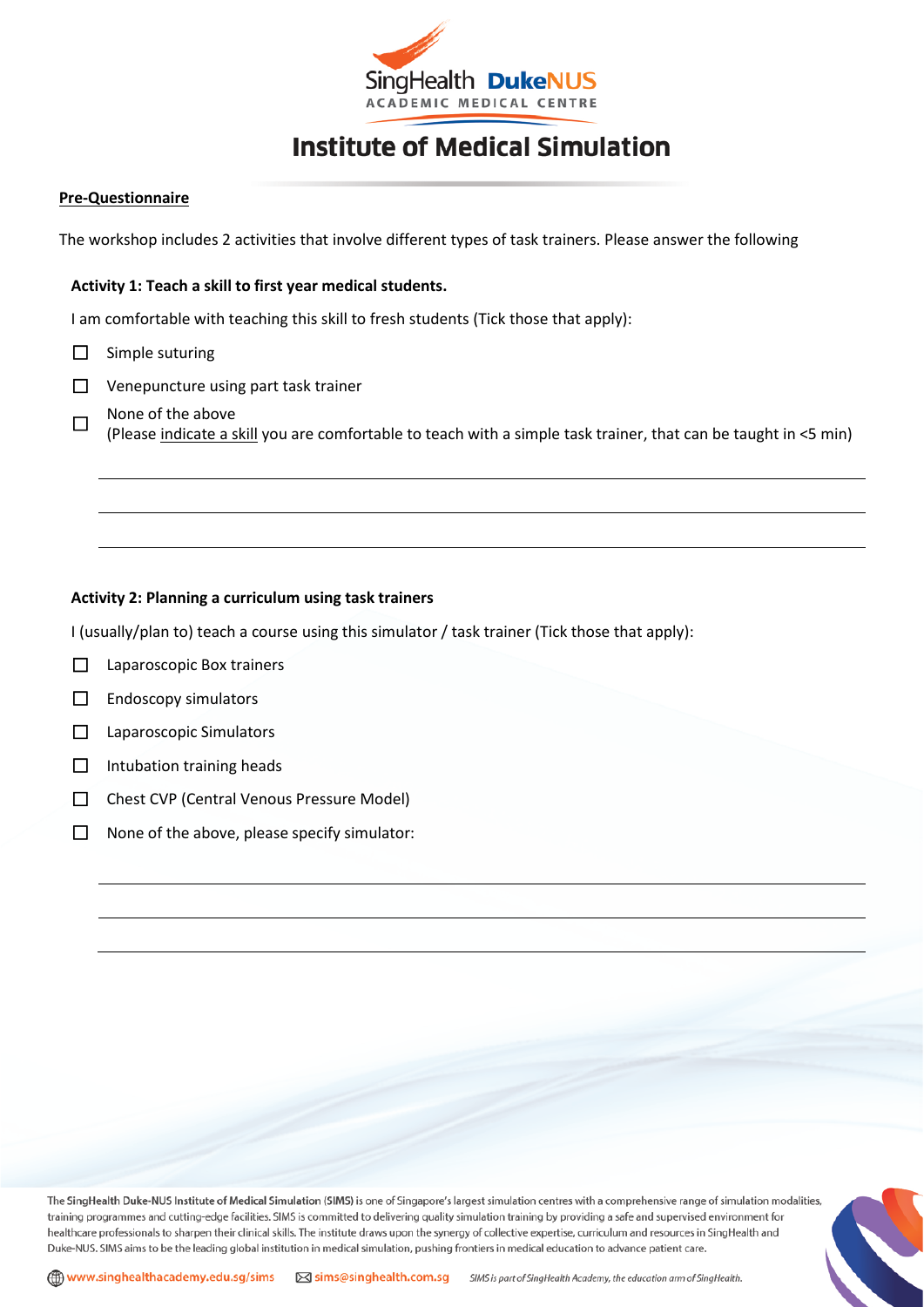SingHealth DukeNUS

ACADEMIC MEDICAL CENTRE

# Institute of Medical Simulation

**Pre-Questionnaire**

The workshop includes 2 activities that involve different types of task trainers. Please answer the following

**Activity 1: Teach a skill to first year medical students.**

I am comfortable with teaching this skill to fresh students (Tick those that apply):

- ☐ Simple suturing
- ☐ Venepuncture using part task trainer
- ☐ None of the above
  (Please indicate a skill you are comfortable to teach with a simple task trainer, that can be taught in <5 min)

______________________________________________

______________________________________________

______________________________________________

**Activity 2: Planning a curriculum using task trainers**

I (usually/plan to) teach a course using this simulator / task trainer (Tick those that apply):

- ☐ Laparoscopic Box trainers
- ☐ Endoscopy simulators
- ☐ Laparoscopic Simulators
- ☐ Intubation training heads
- ☐ Chest CVP (Central Venous Pressure Model)
- ☐ None of the above, please specify simulator:

______________________________________________

______________________________________________

______________________________________________

The SingHealth Duke-NUS Institute of Medical Simulation (SIMS) is one of Singapore's largest simulation centres with a comprehensive range of simulation modalities, training programmes and cutting-edge facilities. SIMS is committed to delivering quality simulation training by providing a safe and supervised environment for healthcare professionals to sharpen their clinical skills. The institute draws upon the synergy of collective expertise, curriculum and resources in SingHealth and Duke-NUS. SIMS aims to be the leading global institution in medical simulation, pushing frontiers in medical education to advance patient care.

www.singhealthacademy.edu.sg/sims  sims@singhealth.com.sg  *SIMS is part of SingHealth Academy, the education arm of SingHealth.*